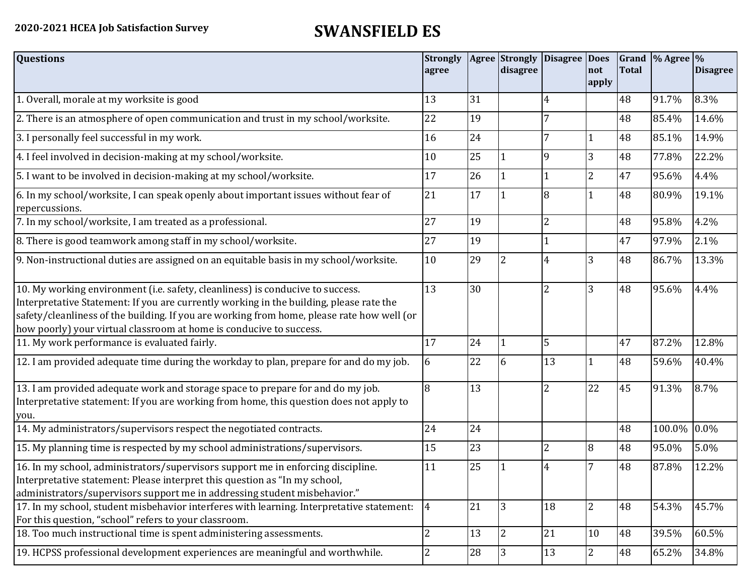2020-2021 HCEA Job Satisfaction Survey

# SWANSFIELD ES

| Questions | Strongly agree | Agree | Strongly disagree | Disagree | Does not apply | Grand Total | % Agree | % Disagree |
|---|---|---|---|---|---|---|---|---|
| 1. Overall, morale at my worksite is good | 13 | 31 | | 4 | | 48 | 91.7% | 8.3% |
| 2. There is an atmosphere of open communication and trust in my school/worksite. | 22 | 19 | | 7 | | 48 | 85.4% | 14.6% |
| 3. I personally feel successful in my work. | 16 | 24 | | 7 | 1 | 48 | 85.1% | 14.9% |
| 4. I feel involved in decision-making at my school/worksite. | 10 | 25 | 1 | 9 | 3 | 48 | 77.8% | 22.2% |
| 5. I want to be involved in decision-making at my school/worksite. | 17 | 26 | 1 | 1 | 2 | 47 | 95.6% | 4.4% |
| 6. In my school/worksite, I can speak openly about important issues without fear of repercussions. | 21 | 17 | 1 | 8 | 1 | 48 | 80.9% | 19.1% |
| 7. In my school/worksite, I am treated as a professional. | 27 | 19 | | 2 | | 48 | 95.8% | 4.2% |
| 8. There is good teamwork among staff in my school/worksite. | 27 | 19 | | 1 | | 47 | 97.9% | 2.1% |
| 9. Non-instructional duties are assigned on an equitable basis in my school/worksite. | 10 | 29 | 2 | 4 | 3 | 48 | 86.7% | 13.3% |
| 10. My working environment (i.e. safety, cleanliness) is conducive to success. Interpretative Statement: If you are currently working in the building, please rate the safety/cleanliness of the building. If you are working from home, please rate how well (or how poorly) your virtual classroom at home is conducive to success. | 13 | 30 | | 2 | 3 | 48 | 95.6% | 4.4% |
| 11. My work performance is evaluated fairly. | 17 | 24 | 1 | 5 | | 47 | 87.2% | 12.8% |
| 12. I am provided adequate time during the workday to plan, prepare for and do my job. | 6 | 22 | 6 | 13 | 1 | 48 | 59.6% | 40.4% |
| 13. I am provided adequate work and storage space to prepare for and do my job. Interpretative statement: If you are working from home, this question does not apply to you. | 8 | 13 | | 2 | 22 | 45 | 91.3% | 8.7% |
| 14. My administrators/supervisors respect the negotiated contracts. | 24 | 24 | | | | 48 | 100.0% | 0.0% |
| 15. My planning time is respected by my school administrations/supervisors. | 15 | 23 | | 2 | 8 | 48 | 95.0% | 5.0% |
| 16. In my school, administrators/supervisors support me in enforcing discipline. Interpretative statement: Please interpret this question as "In my school, administrators/supervisors support me in addressing student misbehavior." | 11 | 25 | 1 | 4 | 7 | 48 | 87.8% | 12.2% |
| 17. In my school, student misbehavior interferes with learning. Interpretative statement: For this question, "school" refers to your classroom. | 4 | 21 | 3 | 18 | 2 | 48 | 54.3% | 45.7% |
| 18. Too much instructional time is spent administering assessments. | 2 | 13 | 2 | 21 | 10 | 48 | 39.5% | 60.5% |
| 19. HCPSS professional development experiences are meaningful and worthwhile. | 2 | 28 | 3 | 13 | 2 | 48 | 65.2% | 34.8% |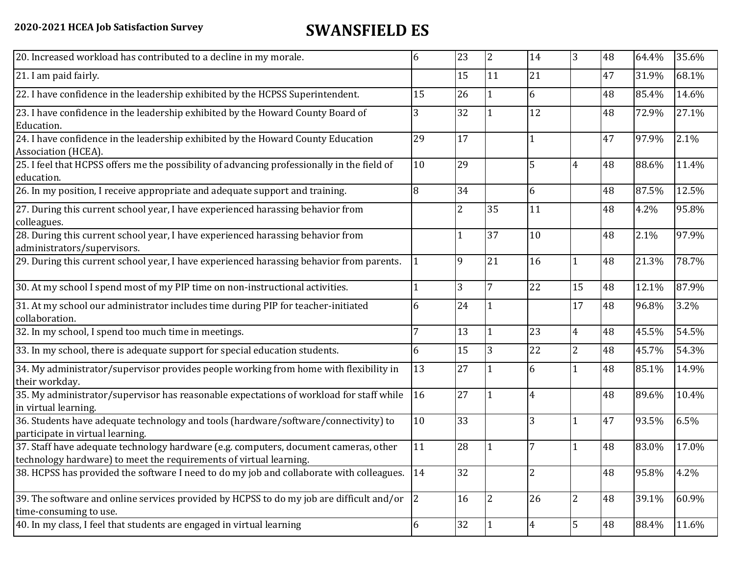**2020-2021 HCEA Job Satisfaction Survey**

# SWANSFIELD ES

| | | | | | | | | |
|---|---|---|---|---|---|---|---|---|
| 20. Increased workload has contributed to a decline in my morale. | 6 | 23 | 2 | 14 | 3 | 48 | 64.4% | 35.6% |
| 21. I am paid fairly. | | 15 | 11 | 21 | | 47 | 31.9% | 68.1% |
| 22. I have confidence in the leadership exhibited by the HCPSS Superintendent. | 15 | 26 | 1 | 6 | | 48 | 85.4% | 14.6% |
| 23. I have confidence in the leadership exhibited by the Howard County Board of Education. | 3 | 32 | 1 | 12 | | 48 | 72.9% | 27.1% |
| 24. I have confidence in the leadership exhibited by the Howard County Education Association (HCEA). | 29 | 17 | | 1 | | 47 | 97.9% | 2.1% |
| 25. I feel that HCPSS offers me the possibility of advancing professionally in the field of education. | 10 | 29 | | 5 | 4 | 48 | 88.6% | 11.4% |
| 26. In my position, I receive appropriate and adequate support and training. | 8 | 34 | | 6 | | 48 | 87.5% | 12.5% |
| 27. During this current school year, I have experienced harassing behavior from colleagues. | | 2 | 35 | 11 | | 48 | 4.2% | 95.8% |
| 28. During this current school year, I have experienced harassing behavior from administrators/supervisors. | | 1 | 37 | 10 | | 48 | 2.1% | 97.9% |
| 29. During this current school year, I have experienced harassing behavior from parents. | 1 | 9 | 21 | 16 | 1 | 48 | 21.3% | 78.7% |
| 30. At my school I spend most of my PIP time on non-instructional activities. | 1 | 3 | 7 | 22 | 15 | 48 | 12.1% | 87.9% |
| 31. At my school our administrator includes time during PIP for teacher-initiated collaboration. | 6 | 24 | 1 | | 17 | 48 | 96.8% | 3.2% |
| 32. In my school, I spend too much time in meetings. | 7 | 13 | 1 | 23 | 4 | 48 | 45.5% | 54.5% |
| 33. In my school, there is adequate support for special education students. | 6 | 15 | 3 | 22 | 2 | 48 | 45.7% | 54.3% |
| 34. My administrator/supervisor provides people working from home with flexibility in their workday. | 13 | 27 | 1 | 6 | 1 | 48 | 85.1% | 14.9% |
| 35. My administrator/supervisor has reasonable expectations of workload for staff while in virtual learning. | 16 | 27 | 1 | 4 | | 48 | 89.6% | 10.4% |
| 36. Students have adequate technology and tools (hardware/software/connectivity) to participate in virtual learning. | 10 | 33 | | 3 | 1 | 47 | 93.5% | 6.5% |
| 37. Staff have adequate technology hardware (e.g. computers, document cameras, other technology hardware) to meet the requirements of virtual learning. | 11 | 28 | 1 | 7 | 1 | 48 | 83.0% | 17.0% |
| 38. HCPSS has provided the software I need to do my job and collaborate with colleagues. | 14 | 32 | | 2 | | 48 | 95.8% | 4.2% |
| 39. The software and online services provided by HCPSS to do my job are difficult and/or time-consuming to use. | 2 | 16 | 2 | 26 | 2 | 48 | 39.1% | 60.9% |
| 40. In my class, I feel that students are engaged in virtual learning | 6 | 32 | 1 | 4 | 5 | 48 | 88.4% | 11.6% |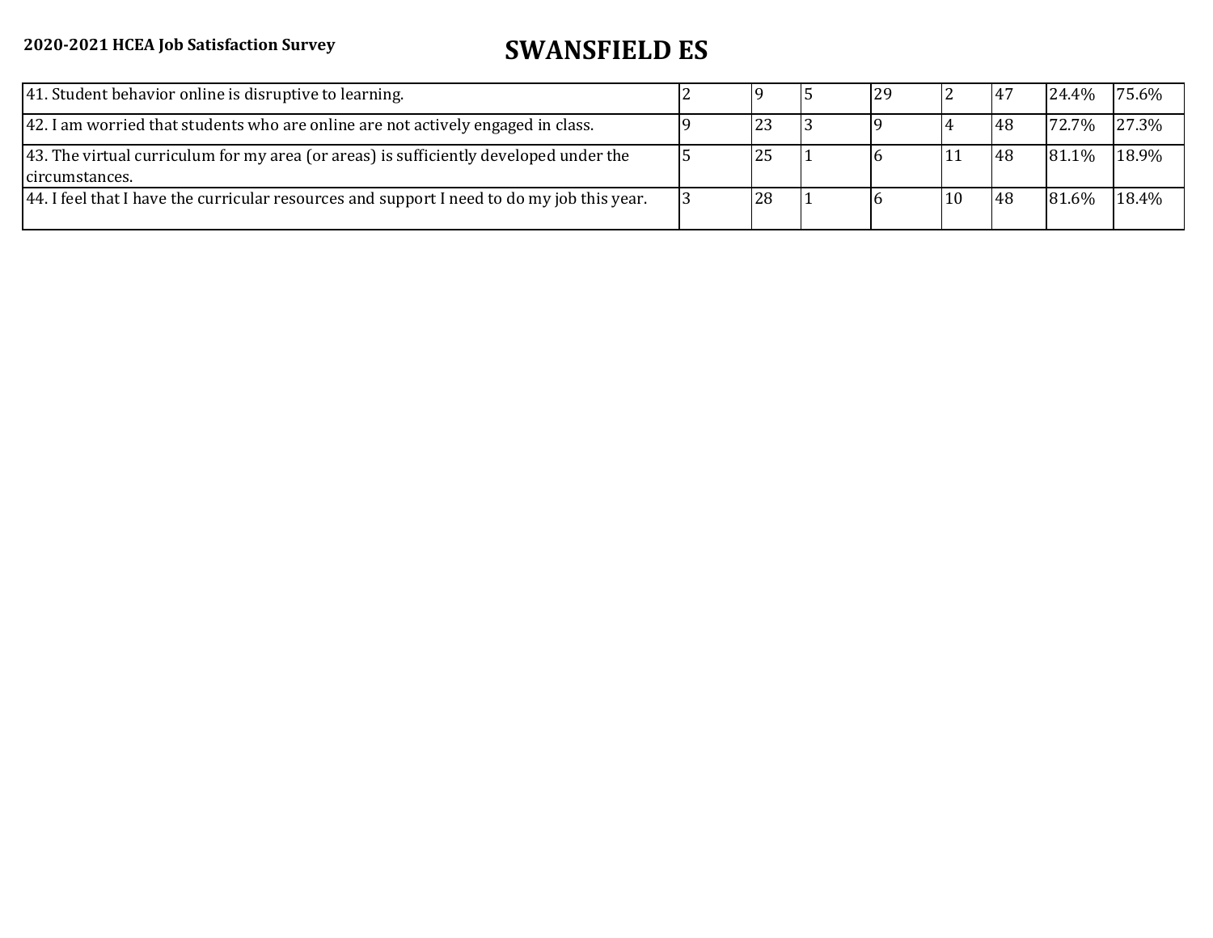**2020-2021 HCEA Job Satisfaction Survey**

# SWANSFIELD ES

| | | | | | | | | |
|---|---|---|---|---|---|---|---|---|
| 41. Student behavior online is disruptive to learning. | 2 | 9 | 5 | 29 | 2 | 47 | 24.4% | 75.6% |
| 42. I am worried that students who are online are not actively engaged in class. | 9 | 23 | 3 | 9 | 4 | 48 | 72.7% | 27.3% |
| 43. The virtual curriculum for my area (or areas) is sufficiently developed under the circumstances. | 5 | 25 | 1 | 6 | 11 | 48 | 81.1% | 18.9% |
| 44. I feel that I have the curricular resources and support I need to do my job this year. | 3 | 28 | 1 | 6 | 10 | 48 | 81.6% | 18.4% |